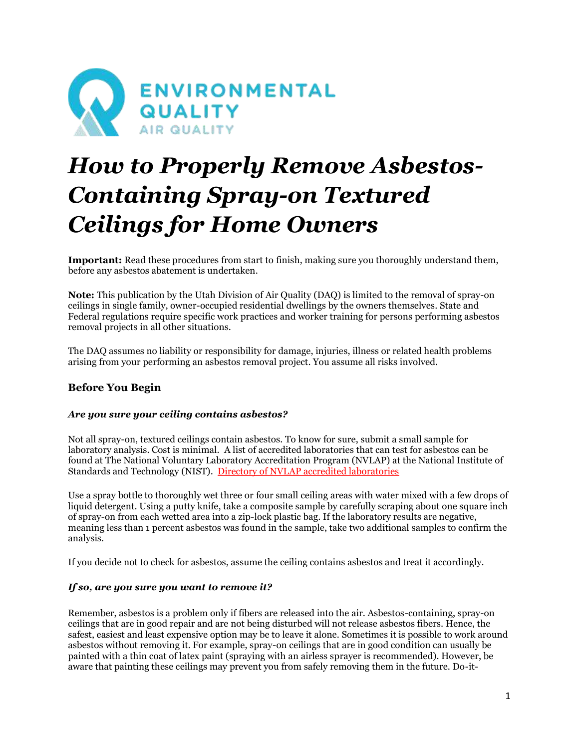ENVIRONMENTAL QUALITY
AIR QUALITY

# *How to Properly Remove Asbestos-Containing Spray-on Textured Ceilings for Home Owners*

**Important:** Read these procedures from start to finish, making sure you thoroughly understand them, before any asbestos abatement is undertaken.

**Note:** This publication by the Utah Division of Air Quality (DAQ) is limited to the removal of spray-on ceilings in single family, owner-occupied residential dwellings by the owners themselves. State and Federal regulations require specific work practices and worker training for persons performing asbestos removal projects in all other situations.

The DAQ assumes no liability or responsibility for damage, injuries, illness or related health problems arising from your performing an asbestos removal project. You assume all risks involved.

### Before You Begin

#### *Are you sure your ceiling contains asbestos?*

Not all spray-on, textured ceilings contain asbestos. To know for sure, submit a small sample for laboratory analysis. Cost is minimal. A list of accredited laboratories that can test for asbestos can be found at The National Voluntary Laboratory Accreditation Program (NVLAP) at the National Institute of Standards and Technology (NIST). [Directory of NVLAP accredited laboratories]

Use a spray bottle to thoroughly wet three or four small ceiling areas with water mixed with a few drops of liquid detergent. Using a putty knife, take a composite sample by carefully scraping about one square inch of spray-on from each wetted area into a zip-lock plastic bag. If the laboratory results are negative, meaning less than 1 percent asbestos was found in the sample, take two additional samples to confirm the analysis.

If you decide not to check for asbestos, assume the ceiling contains asbestos and treat it accordingly.

#### *If so, are you sure you want to remove it?*

Remember, asbestos is a problem only if fibers are released into the air. Asbestos-containing, spray-on ceilings that are in good repair and are not being disturbed will not release asbestos fibers. Hence, the safest, easiest and least expensive option may be to leave it alone. Sometimes it is possible to work around asbestos without removing it. For example, spray-on ceilings that are in good condition can usually be painted with a thin coat of latex paint (spraying with an airless sprayer is recommended). However, be aware that painting these ceilings may prevent you from safely removing them in the future. Do-it-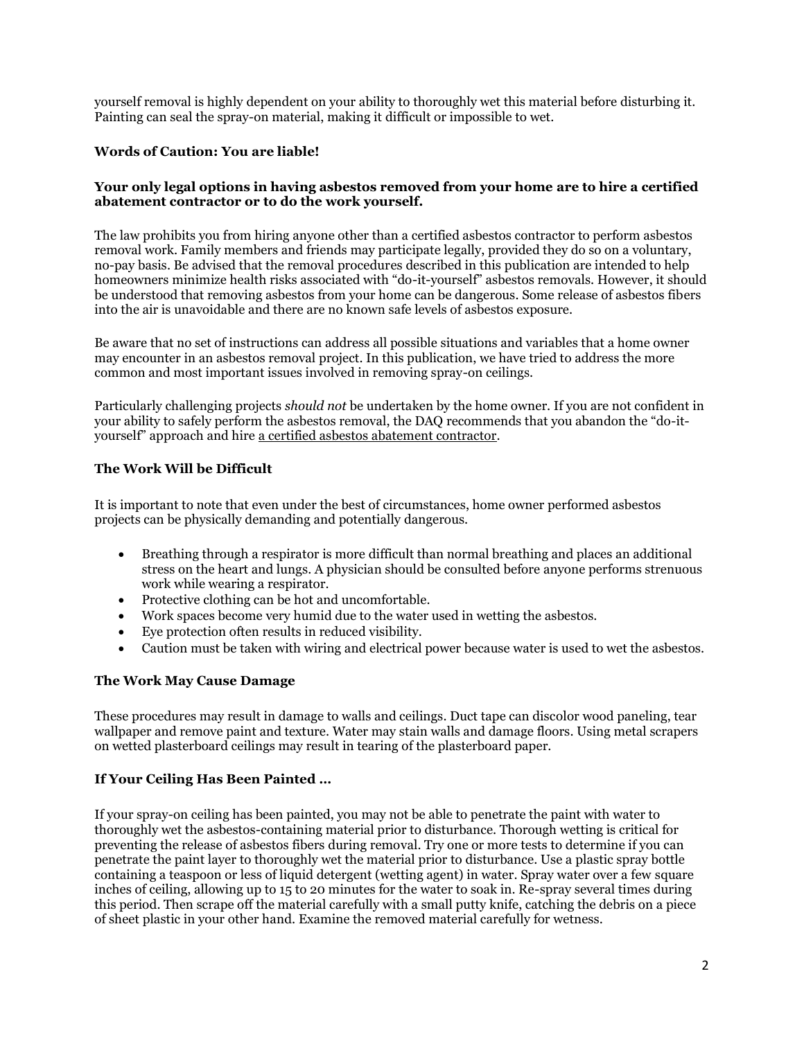yourself removal is highly dependent on your ability to thoroughly wet this material before disturbing it. Painting can seal the spray-on material, making it difficult or impossible to wet.

### Words of Caution: You are liable!

**Your only legal options in having asbestos removed from your home are to hire a certified abatement contractor or to do the work yourself.**

The law prohibits you from hiring anyone other than a certified asbestos contractor to perform asbestos removal work. Family members and friends may participate legally, provided they do so on a voluntary, no-pay basis. Be advised that the removal procedures described in this publication are intended to help homeowners minimize health risks associated with "do-it-yourself" asbestos removals. However, it should be understood that removing asbestos from your home can be dangerous. Some release of asbestos fibers into the air is unavoidable and there are no known safe levels of asbestos exposure.

Be aware that no set of instructions can address all possible situations and variables that a home owner may encounter in an asbestos removal project. In this publication, we have tried to address the more common and most important issues involved in removing spray-on ceilings.

Particularly challenging projects *should not* be undertaken by the home owner. If you are not confident in your ability to safely perform the asbestos removal, the DAQ recommends that you abandon the "do-it-yourself" approach and hire a certified asbestos abatement contractor.

### The Work Will be Difficult

It is important to note that even under the best of circumstances, home owner performed asbestos projects can be physically demanding and potentially dangerous.

- Breathing through a respirator is more difficult than normal breathing and places an additional stress on the heart and lungs. A physician should be consulted before anyone performs strenuous work while wearing a respirator.
- Protective clothing can be hot and uncomfortable.
- Work spaces become very humid due to the water used in wetting the asbestos.
- Eye protection often results in reduced visibility.
- Caution must be taken with wiring and electrical power because water is used to wet the asbestos.

### The Work May Cause Damage

These procedures may result in damage to walls and ceilings. Duct tape can discolor wood paneling, tear wallpaper and remove paint and texture. Water may stain walls and damage floors. Using metal scrapers on wetted plasterboard ceilings may result in tearing of the plasterboard paper.

### If Your Ceiling Has Been Painted …

If your spray-on ceiling has been painted, you may not be able to penetrate the paint with water to thoroughly wet the asbestos-containing material prior to disturbance. Thorough wetting is critical for preventing the release of asbestos fibers during removal. Try one or more tests to determine if you can penetrate the paint layer to thoroughly wet the material prior to disturbance. Use a plastic spray bottle containing a teaspoon or less of liquid detergent (wetting agent) in water. Spray water over a few square inches of ceiling, allowing up to 15 to 20 minutes for the water to soak in. Re-spray several times during this period. Then scrape off the material carefully with a small putty knife, catching the debris on a piece of sheet plastic in your other hand. Examine the removed material carefully for wetness.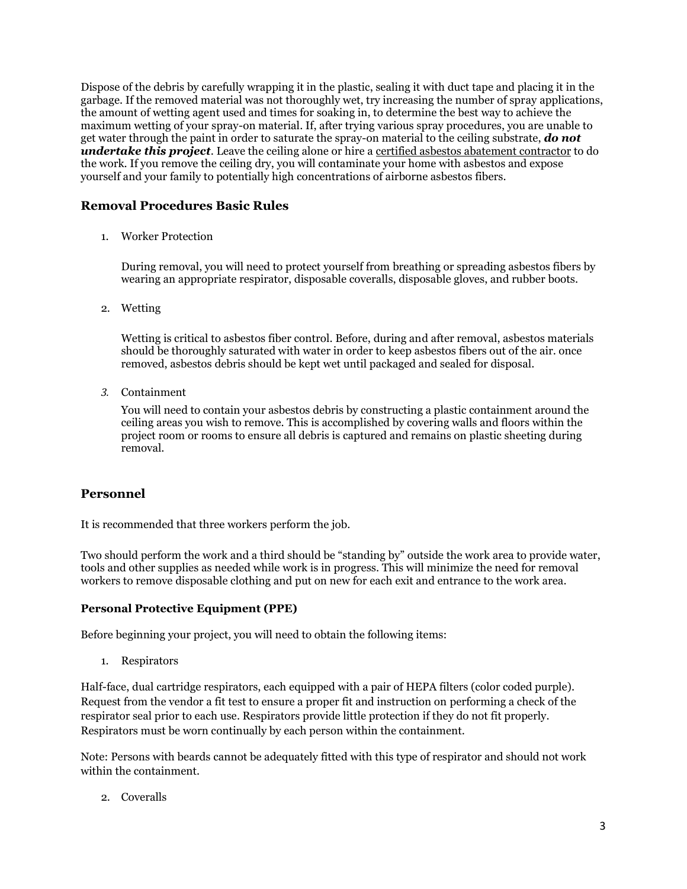Dispose of the debris by carefully wrapping it in the plastic, sealing it with duct tape and placing it in the garbage. If the removed material was not thoroughly wet, try increasing the number of spray applications, the amount of wetting agent used and times for soaking in, to determine the best way to achieve the maximum wetting of your spray-on material. If, after trying various spray procedures, you are unable to get water through the paint in order to saturate the spray-on material to the ceiling substrate, ***do not undertake this project***. Leave the ceiling alone or hire a certified asbestos abatement contractor to do the work. If you remove the ceiling dry, you will contaminate your home with asbestos and expose yourself and your family to potentially high concentrations of airborne asbestos fibers.

## Removal Procedures Basic Rules

1. Worker Protection

   During removal, you will need to protect yourself from breathing or spreading asbestos fibers by wearing an appropriate respirator, disposable coveralls, disposable gloves, and rubber boots.

2. Wetting

   Wetting is critical to asbestos fiber control. Before, during and after removal, asbestos materials should be thoroughly saturated with water in order to keep asbestos fibers out of the air. once removed, asbestos debris should be kept wet until packaged and sealed for disposal.

3. Containment

   You will need to contain your asbestos debris by constructing a plastic containment around the ceiling areas you wish to remove. This is accomplished by covering walls and floors within the project room or rooms to ensure all debris is captured and remains on plastic sheeting during removal.

## Personnel

It is recommended that three workers perform the job.

Two should perform the work and a third should be "standing by" outside the work area to provide water, tools and other supplies as needed while work is in progress. This will minimize the need for removal workers to remove disposable clothing and put on new for each exit and entrance to the work area.

### Personal Protective Equipment (PPE)

Before beginning your project, you will need to obtain the following items:

1. Respirators

Half-face, dual cartridge respirators, each equipped with a pair of HEPA filters (color coded purple). Request from the vendor a fit test to ensure a proper fit and instruction on performing a check of the respirator seal prior to each use. Respirators provide little protection if they do not fit properly. Respirators must be worn continually by each person within the containment.

Note: Persons with beards cannot be adequately fitted with this type of respirator and should not work within the containment.

2. Coveralls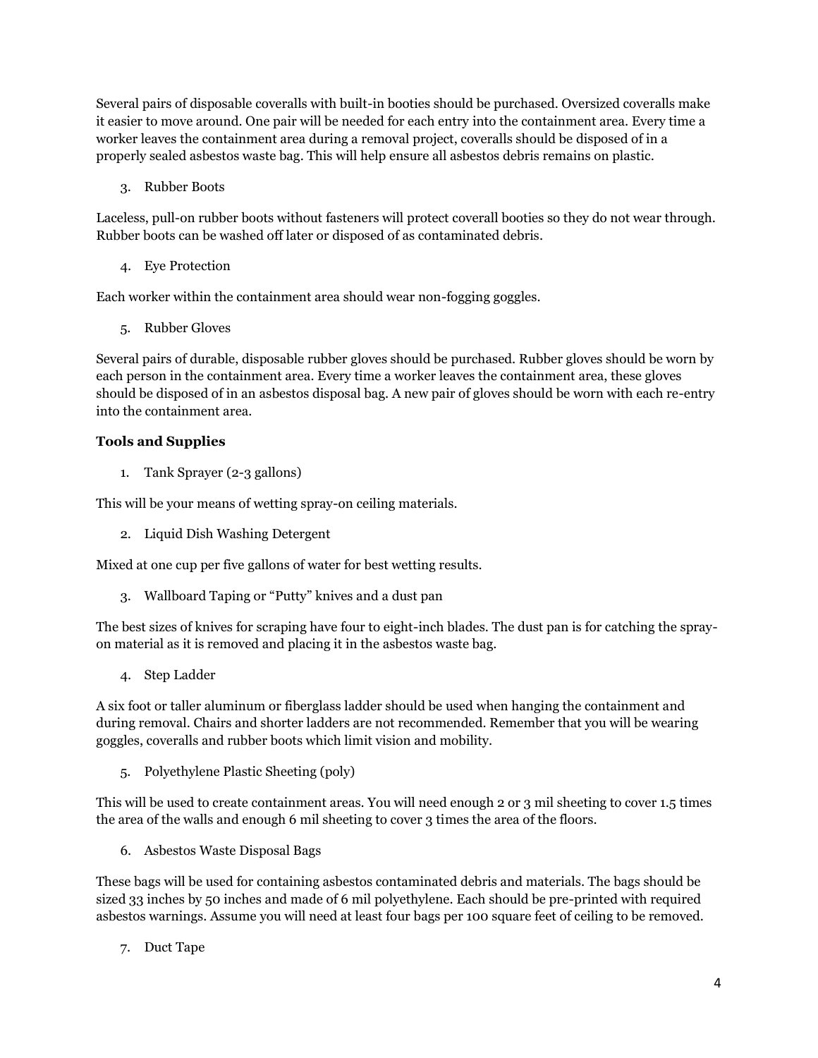Several pairs of disposable coveralls with built-in booties should be purchased. Oversized coveralls make it easier to move around. One pair will be needed for each entry into the containment area. Every time a worker leaves the containment area during a removal project, coveralls should be disposed of in a properly sealed asbestos waste bag. This will help ensure all asbestos debris remains on plastic.

3. Rubber Boots

Laceless, pull-on rubber boots without fasteners will protect coverall booties so they do not wear through. Rubber boots can be washed off later or disposed of as contaminated debris.

4. Eye Protection

Each worker within the containment area should wear non-fogging goggles.

5. Rubber Gloves

Several pairs of durable, disposable rubber gloves should be purchased. Rubber gloves should be worn by each person in the containment area. Every time a worker leaves the containment area, these gloves should be disposed of in an asbestos disposal bag. A new pair of gloves should be worn with each re-entry into the containment area.

**Tools and Supplies**

1. Tank Sprayer (2-3 gallons)

This will be your means of wetting spray-on ceiling materials.

2. Liquid Dish Washing Detergent

Mixed at one cup per five gallons of water for best wetting results.

3. Wallboard Taping or "Putty" knives and a dust pan

The best sizes of knives for scraping have four to eight-inch blades. The dust pan is for catching the spray-on material as it is removed and placing it in the asbestos waste bag.

4. Step Ladder

A six foot or taller aluminum or fiberglass ladder should be used when hanging the containment and during removal. Chairs and shorter ladders are not recommended. Remember that you will be wearing goggles, coveralls and rubber boots which limit vision and mobility.

5. Polyethylene Plastic Sheeting (poly)

This will be used to create containment areas. You will need enough 2 or 3 mil sheeting to cover 1.5 times the area of the walls and enough 6 mil sheeting to cover 3 times the area of the floors.

6. Asbestos Waste Disposal Bags

These bags will be used for containing asbestos contaminated debris and materials. The bags should be sized 33 inches by 50 inches and made of 6 mil polyethylene. Each should be pre-printed with required asbestos warnings. Assume you will need at least four bags per 100 square feet of ceiling to be removed.

7. Duct Tape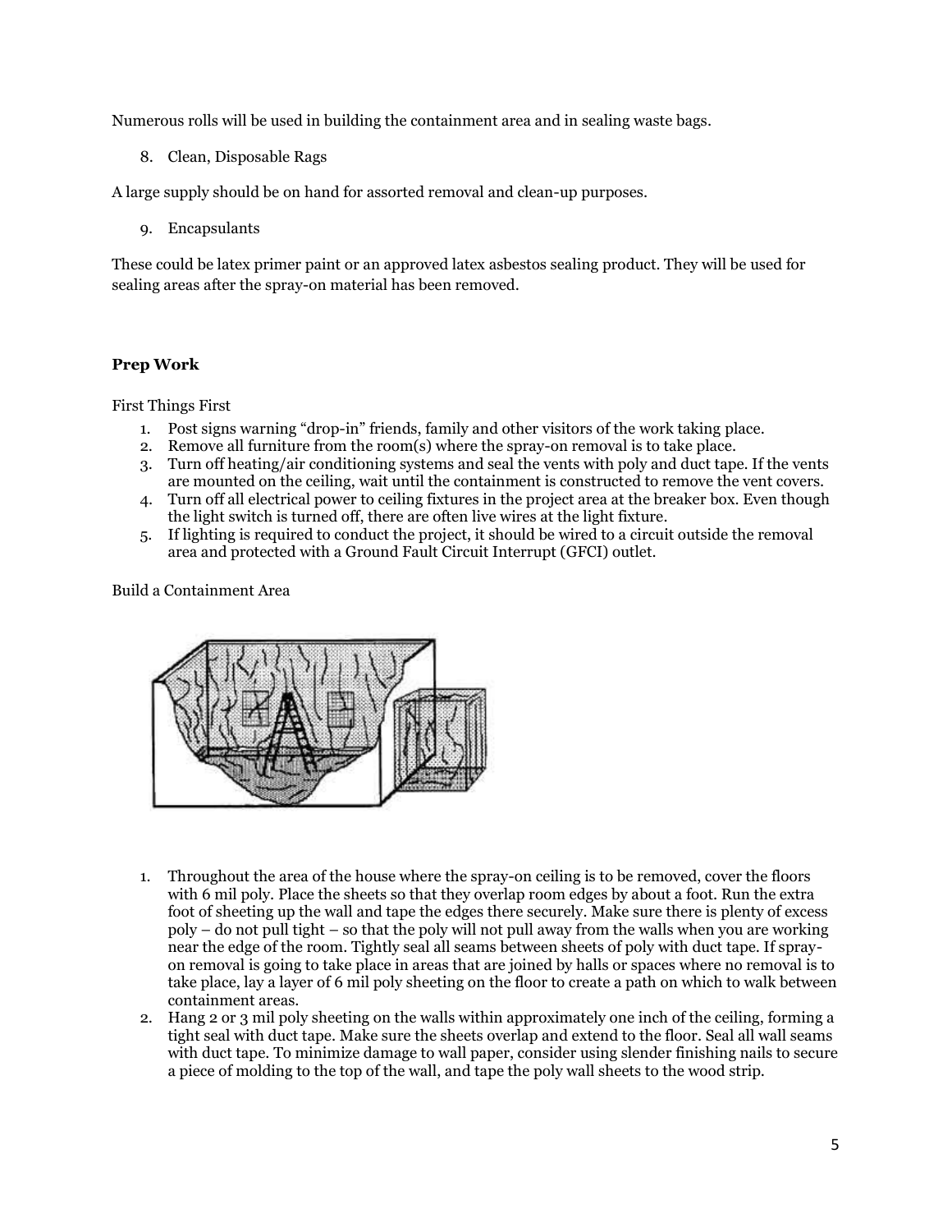Numerous rolls will be used in building the containment area and in sealing waste bags.

8. Clean, Disposable Rags

A large supply should be on hand for assorted removal and clean-up purposes.

9. Encapsulants

These could be latex primer paint or an approved latex asbestos sealing product. They will be used for sealing areas after the spray-on material has been removed.

## Prep Work

First Things First

1. Post signs warning "drop-in" friends, family and other visitors of the work taking place.
2. Remove all furniture from the room(s) where the spray-on removal is to take place.
3. Turn off heating/air conditioning systems and seal the vents with poly and duct tape. If the vents are mounted on the ceiling, wait until the containment is constructed to remove the vent covers.
4. Turn off all electrical power to ceiling fixtures in the project area at the breaker box. Even though the light switch is turned off, there are often live wires at the light fixture.
5. If lighting is required to conduct the project, it should be wired to a circuit outside the removal area and protected with a Ground Fault Circuit Interrupt (GFCI) outlet.

Build a Containment Area

1. Throughout the area of the house where the spray-on ceiling is to be removed, cover the floors with 6 mil poly. Place the sheets so that they overlap room edges by about a foot. Run the extra foot of sheeting up the wall and tape the edges there securely. Make sure there is plenty of excess poly – do not pull tight – so that the poly will not pull away from the walls when you are working near the edge of the room. Tightly seal all seams between sheets of poly with duct tape. If spray-on removal is going to take place in areas that are joined by halls or spaces where no removal is to take place, lay a layer of 6 mil poly sheeting on the floor to create a path on which to walk between containment areas.
2. Hang 2 or 3 mil poly sheeting on the walls within approximately one inch of the ceiling, forming a tight seal with duct tape. Make sure the sheets overlap and extend to the floor. Seal all wall seams with duct tape. To minimize damage to wall paper, consider using slender finishing nails to secure a piece of molding to the top of the wall, and tape the poly wall sheets to the wood strip.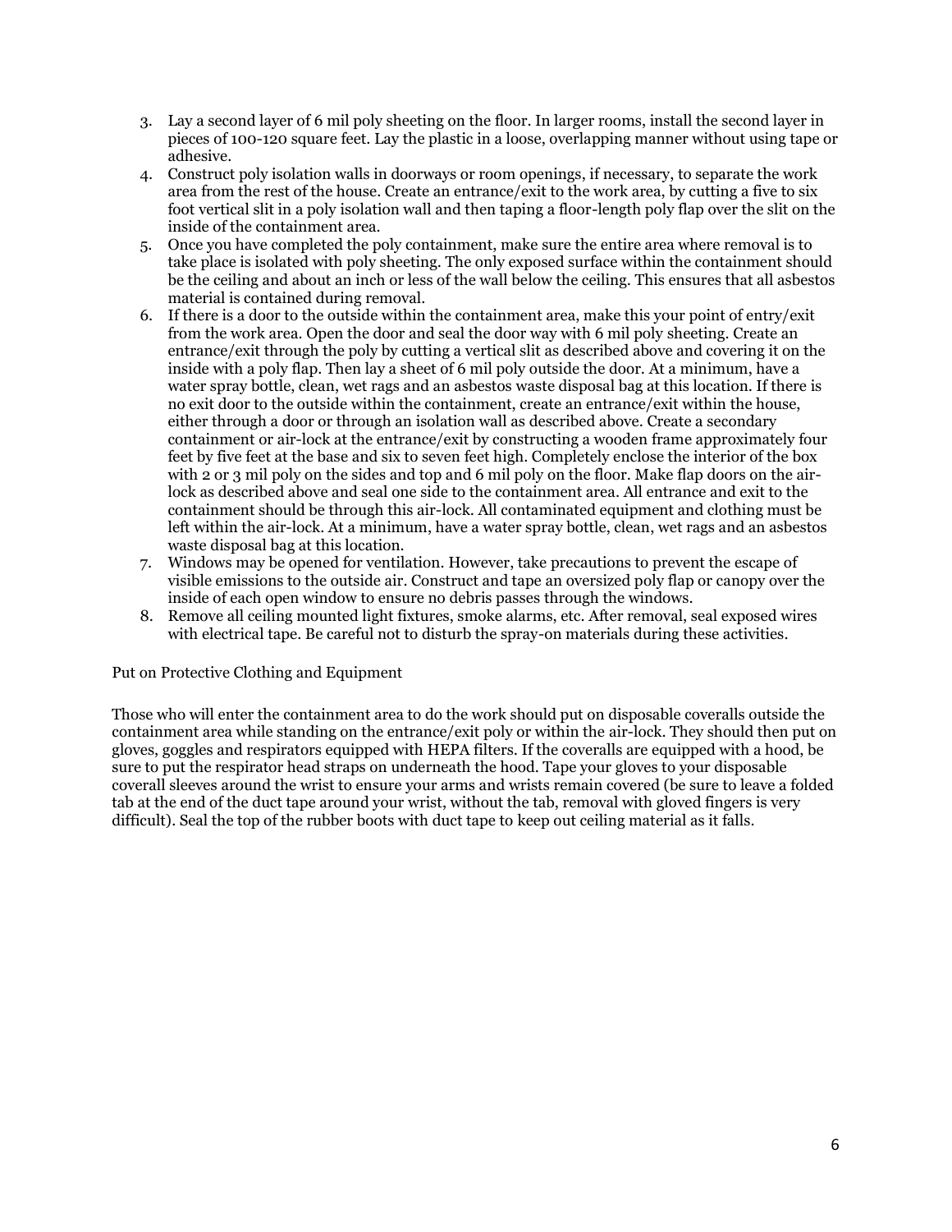3. Lay a second layer of 6 mil poly sheeting on the floor. In larger rooms, install the second layer in pieces of 100-120 square feet. Lay the plastic in a loose, overlapping manner without using tape or adhesive.
4. Construct poly isolation walls in doorways or room openings, if necessary, to separate the work area from the rest of the house. Create an entrance/exit to the work area, by cutting a five to six foot vertical slit in a poly isolation wall and then taping a floor-length poly flap over the slit on the inside of the containment area.
5. Once you have completed the poly containment, make sure the entire area where removal is to take place is isolated with poly sheeting. The only exposed surface within the containment should be the ceiling and about an inch or less of the wall below the ceiling. This ensures that all asbestos material is contained during removal.
6. If there is a door to the outside within the containment area, make this your point of entry/exit from the work area. Open the door and seal the door way with 6 mil poly sheeting. Create an entrance/exit through the poly by cutting a vertical slit as described above and covering it on the inside with a poly flap. Then lay a sheet of 6 mil poly outside the door. At a minimum, have a water spray bottle, clean, wet rags and an asbestos waste disposal bag at this location. If there is no exit door to the outside within the containment, create an entrance/exit within the house, either through a door or through an isolation wall as described above. Create a secondary containment or air-lock at the entrance/exit by constructing a wooden frame approximately four feet by five feet at the base and six to seven feet high. Completely enclose the interior of the box with 2 or 3 mil poly on the sides and top and 6 mil poly on the floor. Make flap doors on the air-lock as described above and seal one side to the containment area. All entrance and exit to the containment should be through this air-lock. All contaminated equipment and clothing must be left within the air-lock. At a minimum, have a water spray bottle, clean, wet rags and an asbestos waste disposal bag at this location.
7. Windows may be opened for ventilation. However, take precautions to prevent the escape of visible emissions to the outside air. Construct and tape an oversized poly flap or canopy over the inside of each open window to ensure no debris passes through the windows.
8. Remove all ceiling mounted light fixtures, smoke alarms, etc. After removal, seal exposed wires with electrical tape. Be careful not to disturb the spray-on materials during these activities.

Put on Protective Clothing and Equipment

Those who will enter the containment area to do the work should put on disposable coveralls outside the containment area while standing on the entrance/exit poly or within the air-lock. They should then put on gloves, goggles and respirators equipped with HEPA filters. If the coveralls are equipped with a hood, be sure to put the respirator head straps on underneath the hood. Tape your gloves to your disposable coverall sleeves around the wrist to ensure your arms and wrists remain covered (be sure to leave a folded tab at the end of the duct tape around your wrist, without the tab, removal with gloved fingers is very difficult). Seal the top of the rubber boots with duct tape to keep out ceiling material as it falls.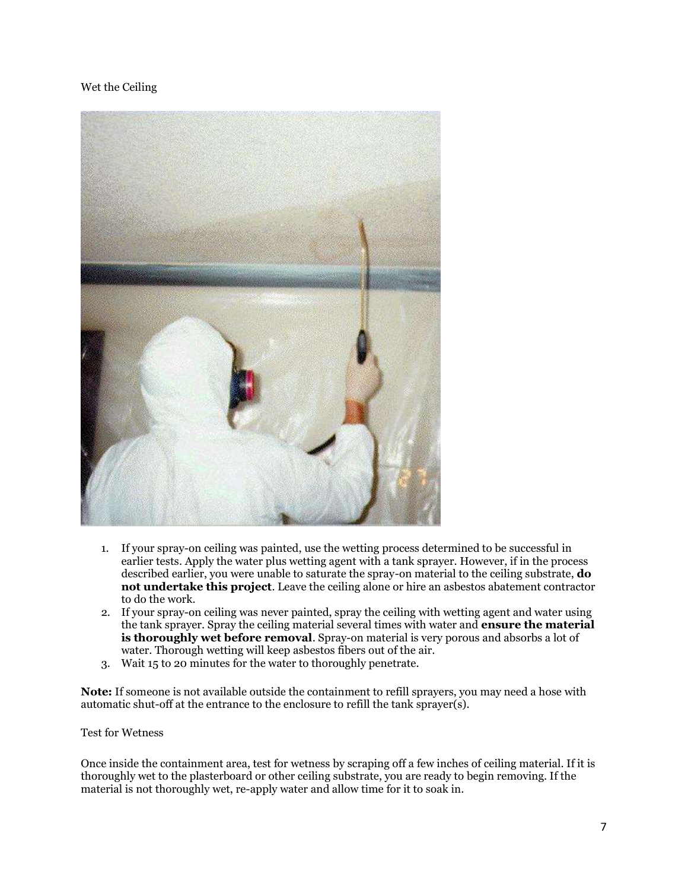## Wet the Ceiling

1. If your spray-on ceiling was painted, use the wetting process determined to be successful in earlier tests. Apply the water plus wetting agent with a tank sprayer. However, if in the process described earlier, you were unable to saturate the spray-on material to the ceiling substrate, **do not undertake this project**. Leave the ceiling alone or hire an asbestos abatement contractor to do the work.
2. If your spray-on ceiling was never painted, spray the ceiling with wetting agent and water using the tank sprayer. Spray the ceiling material several times with water and **ensure the material is thoroughly wet before removal**. Spray-on material is very porous and absorbs a lot of water. Thorough wetting will keep asbestos fibers out of the air.
3. Wait 15 to 20 minutes for the water to thoroughly penetrate.

**Note:** If someone is not available outside the containment to refill sprayers, you may need a hose with automatic shut-off at the entrance to the enclosure to refill the tank sprayer(s).

## Test for Wetness

Once inside the containment area, test for wetness by scraping off a few inches of ceiling material. If it is thoroughly wet to the plasterboard or other ceiling substrate, you are ready to begin removing. If the material is not thoroughly wet, re-apply water and allow time for it to soak in.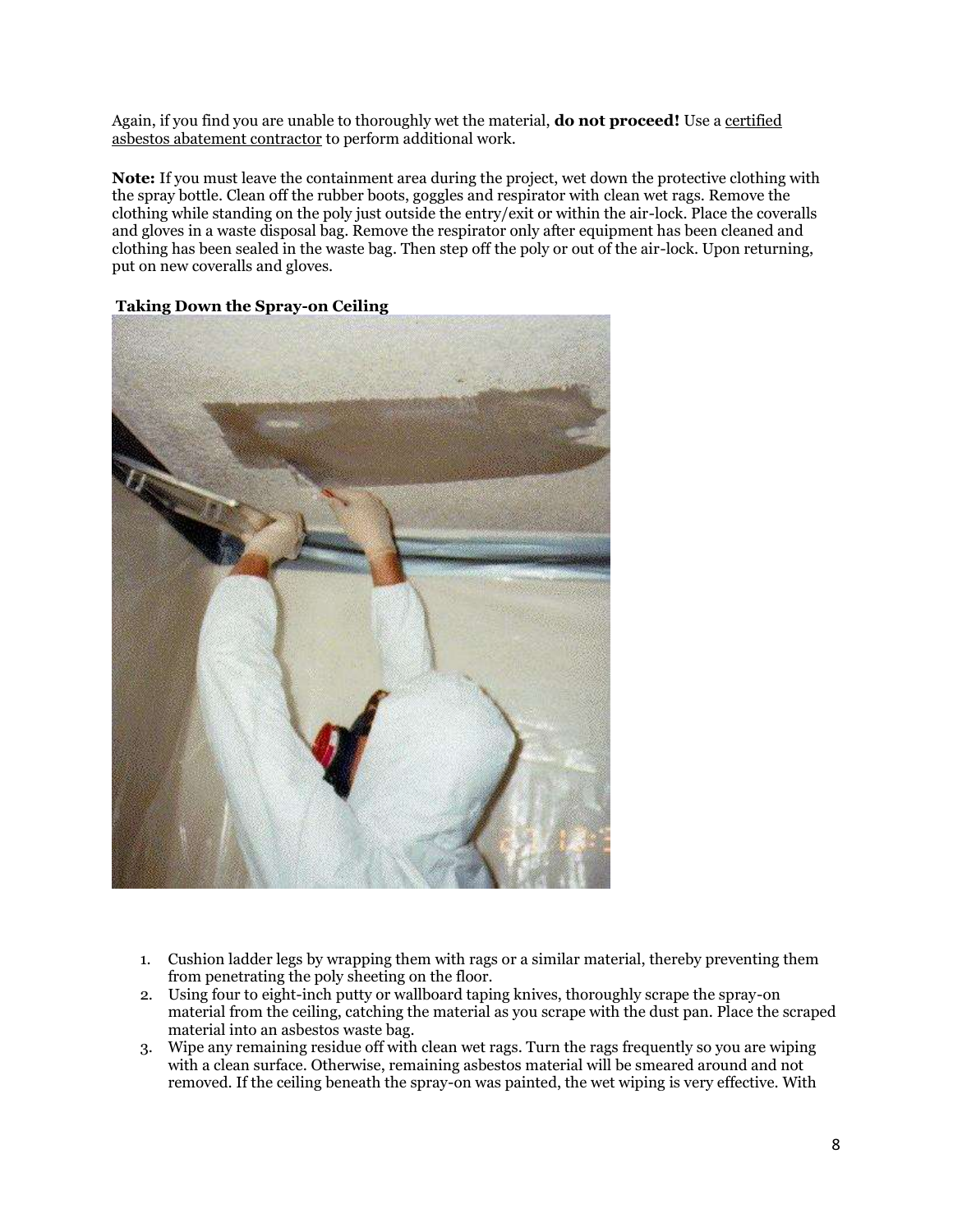Again, if you find you are unable to thoroughly wet the material, **do not proceed!** Use a certified asbestos abatement contractor to perform additional work.

**Note:** If you must leave the containment area during the project, wet down the protective clothing with the spray bottle. Clean off the rubber boots, goggles and respirator with clean wet rags. Remove the clothing while standing on the poly just outside the entry/exit or within the air-lock. Place the coveralls and gloves in a waste disposal bag. Remove the respirator only after equipment has been cleaned and clothing has been sealed in the waste bag. Then step off the poly or out of the air-lock. Upon returning, put on new coveralls and gloves.

**Taking Down the Spray-on Ceiling**

1. Cushion ladder legs by wrapping them with rags or a similar material, thereby preventing them from penetrating the poly sheeting on the floor.
2. Using four to eight-inch putty or wallboard taping knives, thoroughly scrape the spray-on material from the ceiling, catching the material as you scrape with the dust pan. Place the scraped material into an asbestos waste bag.
3. Wipe any remaining residue off with clean wet rags. Turn the rags frequently so you are wiping with a clean surface. Otherwise, remaining asbestos material will be smeared around and not removed. If the ceiling beneath the spray-on was painted, the wet wiping is very effective. With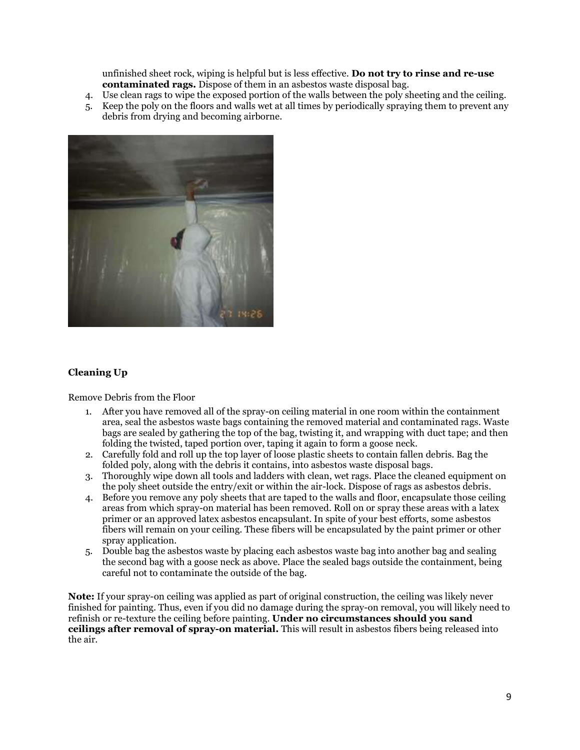unfinished sheet rock, wiping is helpful but is less effective. **Do not try to rinse and re-use contaminated rags.** Dispose of them in an asbestos waste disposal bag.

4. Use clean rags to wipe the exposed portion of the walls between the poly sheeting and the ceiling.
5. Keep the poly on the floors and walls wet at all times by periodically spraying them to prevent any debris from drying and becoming airborne.

### Cleaning Up

Remove Debris from the Floor

1. After you have removed all of the spray-on ceiling material in one room within the containment area, seal the asbestos waste bags containing the removed material and contaminated rags. Waste bags are sealed by gathering the top of the bag, twisting it, and wrapping with duct tape; and then folding the twisted, taped portion over, taping it again to form a goose neck.
2. Carefully fold and roll up the top layer of loose plastic sheets to contain fallen debris. Bag the folded poly, along with the debris it contains, into asbestos waste disposal bags.
3. Thoroughly wipe down all tools and ladders with clean, wet rags. Place the cleaned equipment on the poly sheet outside the entry/exit or within the air-lock. Dispose of rags as asbestos debris.
4. Before you remove any poly sheets that are taped to the walls and floor, encapsulate those ceiling areas from which spray-on material has been removed. Roll on or spray these areas with a latex primer or an approved latex asbestos encapsulant. In spite of your best efforts, some asbestos fibers will remain on your ceiling. These fibers will be encapsulated by the paint primer or other spray application.
5. Double bag the asbestos waste by placing each asbestos waste bag into another bag and sealing the second bag with a goose neck as above. Place the sealed bags outside the containment, being careful not to contaminate the outside of the bag.

**Note:** If your spray-on ceiling was applied as part of original construction, the ceiling was likely never finished for painting. Thus, even if you did no damage during the spray-on removal, you will likely need to refinish or re-texture the ceiling before painting. **Under no circumstances should you sand ceilings after removal of spray-on material.** This will result in asbestos fibers being released into the air.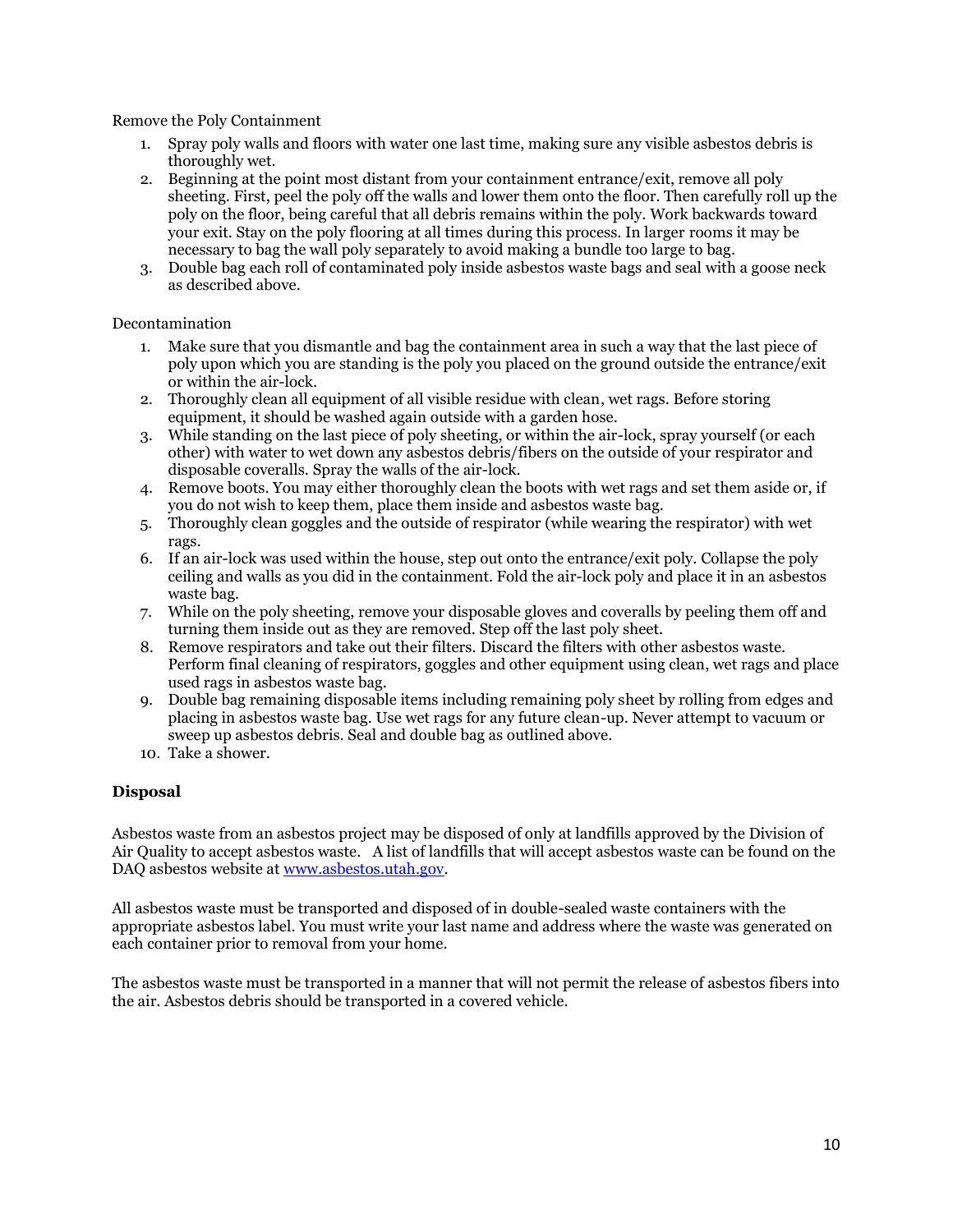Remove the Poly Containment

1. Spray poly walls and floors with water one last time, making sure any visible asbestos debris is thoroughly wet.
2. Beginning at the point most distant from your containment entrance/exit, remove all poly sheeting. First, peel the poly off the walls and lower them onto the floor. Then carefully roll up the poly on the floor, being careful that all debris remains within the poly. Work backwards toward your exit. Stay on the poly flooring at all times during this process. In larger rooms it may be necessary to bag the wall poly separately to avoid making a bundle too large to bag.
3. Double bag each roll of contaminated poly inside asbestos waste bags and seal with a goose neck as described above.

Decontamination

1. Make sure that you dismantle and bag the containment area in such a way that the last piece of poly upon which you are standing is the poly you placed on the ground outside the entrance/exit or within the air-lock.
2. Thoroughly clean all equipment of all visible residue with clean, wet rags. Before storing equipment, it should be washed again outside with a garden hose.
3. While standing on the last piece of poly sheeting, or within the air-lock, spray yourself (or each other) with water to wet down any asbestos debris/fibers on the outside of your respirator and disposable coveralls. Spray the walls of the air-lock.
4. Remove boots. You may either thoroughly clean the boots with wet rags and set them aside or, if you do not wish to keep them, place them inside and asbestos waste bag.
5. Thoroughly clean goggles and the outside of respirator (while wearing the respirator) with wet rags.
6. If an air-lock was used within the house, step out onto the entrance/exit poly. Collapse the poly ceiling and walls as you did in the containment. Fold the air-lock poly and place it in an asbestos waste bag.
7. While on the poly sheeting, remove your disposable gloves and coveralls by peeling them off and turning them inside out as they are removed. Step off the last poly sheet.
8. Remove respirators and take out their filters. Discard the filters with other asbestos waste. Perform final cleaning of respirators, goggles and other equipment using clean, wet rags and place used rags in asbestos waste bag.
9. Double bag remaining disposable items including remaining poly sheet by rolling from edges and placing in asbestos waste bag. Use wet rags for any future clean-up. Never attempt to vacuum or sweep up asbestos debris. Seal and double bag as outlined above.
10. Take a shower.

**Disposal**

Asbestos waste from an asbestos project may be disposed of only at landfills approved by the Division of Air Quality to accept asbestos waste. A list of landfills that will accept asbestos waste can be found on the DAQ asbestos website at www.asbestos.utah.gov.

All asbestos waste must be transported and disposed of in double-sealed waste containers with the appropriate asbestos label. You must write your last name and address where the waste was generated on each container prior to removal from your home.

The asbestos waste must be transported in a manner that will not permit the release of asbestos fibers into the air. Asbestos debris should be transported in a covered vehicle.